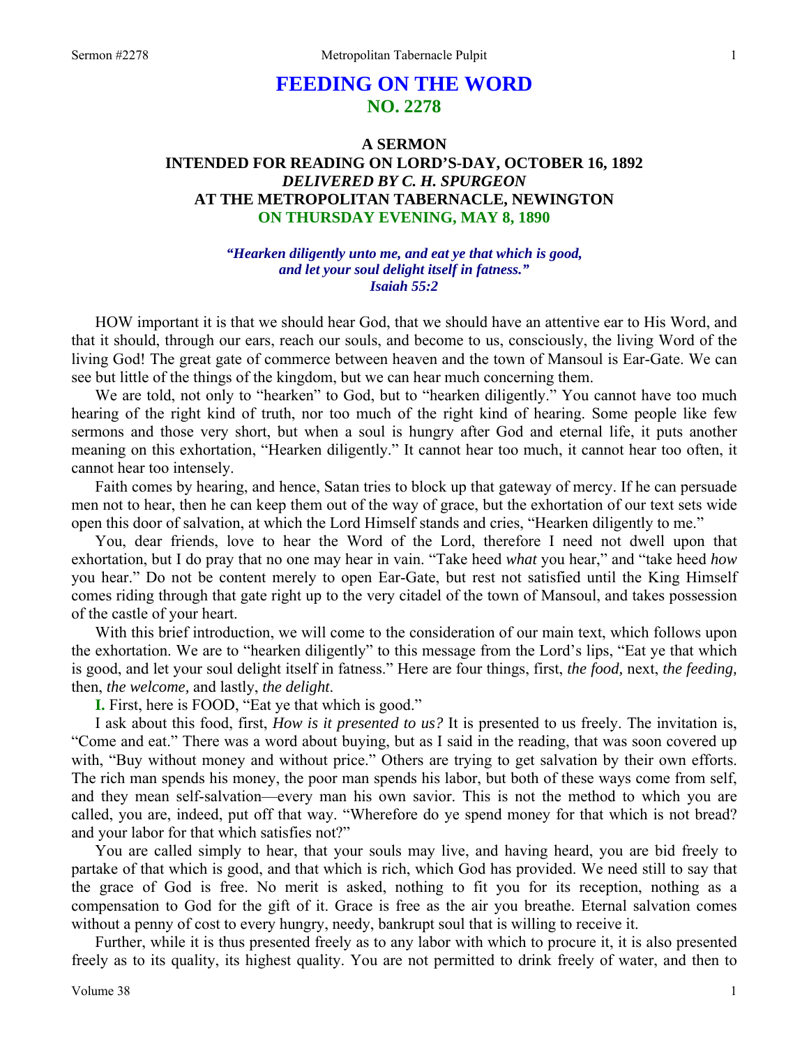# FEEDING ON THE WORD
## NO. 2278

### A SERMON
### INTENDED FOR READING ON LORD'S-DAY, OCTOBER 16, 1892
### *DELIVERED BY C. H. SPURGEON*
### AT THE METROPOLITAN TABERNACLE, NEWINGTON
### ON THURSDAY EVENING, MAY 8, 1890

*"Hearken diligently unto me, and eat ye that which is good, and let your soul delight itself in fatness."*
*Isaiah 55:2*

HOW important it is that we should hear God, that we should have an attentive ear to His Word, and that it should, through our ears, reach our souls, and become to us, consciously, the living Word of the living God! The great gate of commerce between heaven and the town of Mansoul is Ear-Gate. We can see but little of the things of the kingdom, but we can hear much concerning them.

We are told, not only to "hearken" to God, but to "hearken diligently." You cannot have too much hearing of the right kind of truth, nor too much of the right kind of hearing. Some people like few sermons and those very short, but when a soul is hungry after God and eternal life, it puts another meaning on this exhortation, "Hearken diligently." It cannot hear too much, it cannot hear too often, it cannot hear too intensely.

Faith comes by hearing, and hence, Satan tries to block up that gateway of mercy. If he can persuade men not to hear, then he can keep them out of the way of grace, but the exhortation of our text sets wide open this door of salvation, at which the Lord Himself stands and cries, "Hearken diligently to me."

You, dear friends, love to hear the Word of the Lord, therefore I need not dwell upon that exhortation, but I do pray that no one may hear in vain. "Take heed *what* you hear," and "take heed *how* you hear." Do not be content merely to open Ear-Gate, but rest not satisfied until the King Himself comes riding through that gate right up to the very citadel of the town of Mansoul, and takes possession of the castle of your heart.

With this brief introduction, we will come to the consideration of our main text, which follows upon the exhortation. We are to "hearken diligently" to this message from the Lord's lips, "Eat ye that which is good, and let your soul delight itself in fatness." Here are four things, first, *the food,* next, *the feeding,* then, *the welcome,* and lastly, *the delight*.

**I.** First, here is FOOD, "Eat ye that which is good."

I ask about this food, first, *How is it presented to us?* It is presented to us freely. The invitation is, "Come and eat." There was a word about buying, but as I said in the reading, that was soon covered up with, "Buy without money and without price." Others are trying to get salvation by their own efforts. The rich man spends his money, the poor man spends his labor, but both of these ways come from self, and they mean self-salvation—every man his own savior. This is not the method to which you are called, you are, indeed, put off that way. "Wherefore do ye spend money for that which is not bread? and your labor for that which satisfies not?"

You are called simply to hear, that your souls may live, and having heard, you are bid freely to partake of that which is good, and that which is rich, which God has provided. We need still to say that the grace of God is free. No merit is asked, nothing to fit you for its reception, nothing as a compensation to God for the gift of it. Grace is free as the air you breathe. Eternal salvation comes without a penny of cost to every hungry, needy, bankrupt soul that is willing to receive it.

Further, while it is thus presented freely as to any labor with which to procure it, it is also presented freely as to its quality, its highest quality. You are not permitted to drink freely of water, and then to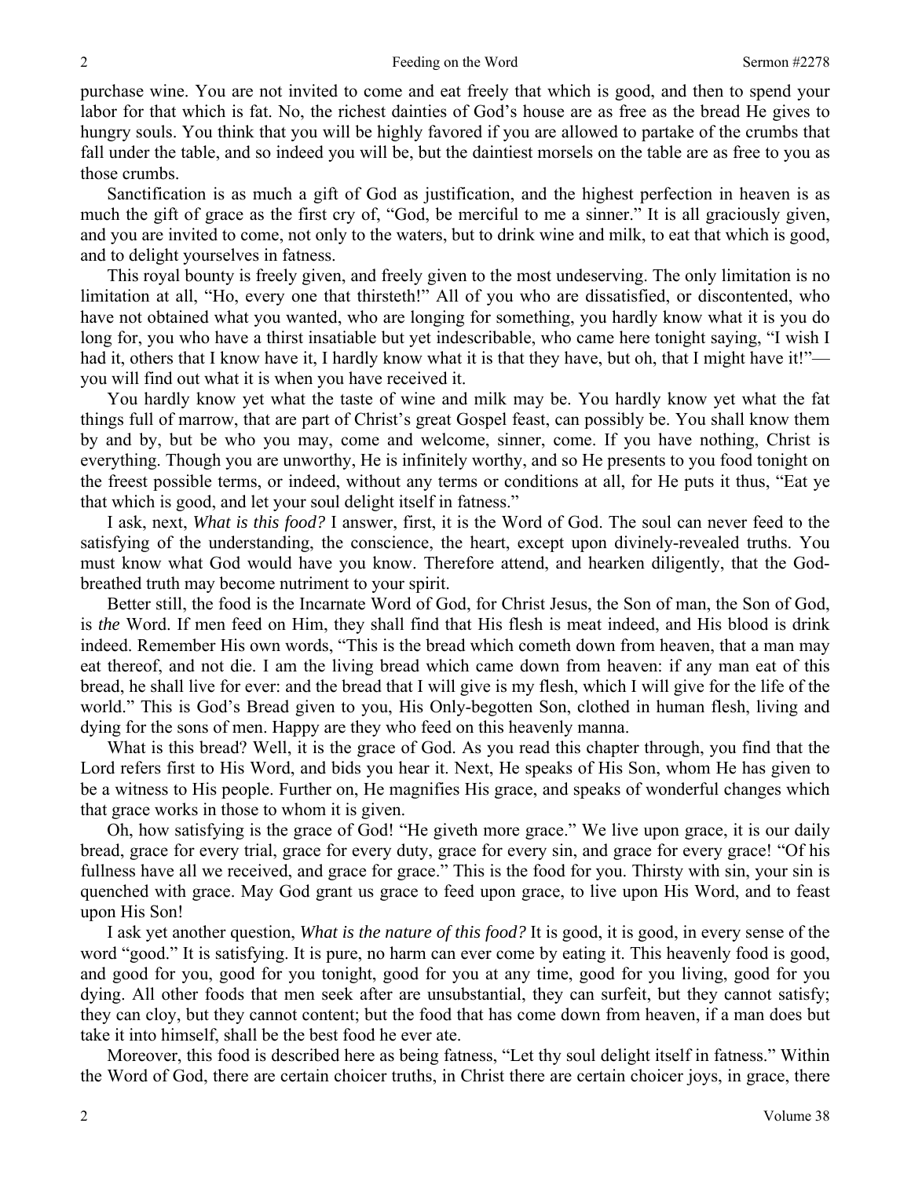purchase wine. You are not invited to come and eat freely that which is good, and then to spend your labor for that which is fat. No, the richest dainties of God's house are as free as the bread He gives to hungry souls. You think that you will be highly favored if you are allowed to partake of the crumbs that fall under the table, and so indeed you will be, but the daintiest morsels on the table are as free to you as those crumbs.

Sanctification is as much a gift of God as justification, and the highest perfection in heaven is as much the gift of grace as the first cry of, "God, be merciful to me a sinner." It is all graciously given, and you are invited to come, not only to the waters, but to drink wine and milk, to eat that which is good, and to delight yourselves in fatness.

This royal bounty is freely given, and freely given to the most undeserving. The only limitation is no limitation at all, "Ho, every one that thirsteth!" All of you who are dissatisfied, or discontented, who have not obtained what you wanted, who are longing for something, you hardly know what it is you do long for, you who have a thirst insatiable but yet indescribable, who came here tonight saying, "I wish I had it, others that I know have it, I hardly know what it is that they have, but oh, that I might have it!"—you will find out what it is when you have received it.

You hardly know yet what the taste of wine and milk may be. You hardly know yet what the fat things full of marrow, that are part of Christ's great Gospel feast, can possibly be. You shall know them by and by, but be who you may, come and welcome, sinner, come. If you have nothing, Christ is everything. Though you are unworthy, He is infinitely worthy, and so He presents to you food tonight on the freest possible terms, or indeed, without any terms or conditions at all, for He puts it thus, "Eat ye that which is good, and let your soul delight itself in fatness."

I ask, next, *What is this food?* I answer, first, it is the Word of God. The soul can never feed to the satisfying of the understanding, the conscience, the heart, except upon divinely-revealed truths. You must know what God would have you know. Therefore attend, and hearken diligently, that the God-breathed truth may become nutriment to your spirit.

Better still, the food is the Incarnate Word of God, for Christ Jesus, the Son of man, the Son of God, is *the* Word. If men feed on Him, they shall find that His flesh is meat indeed, and His blood is drink indeed. Remember His own words, "This is the bread which cometh down from heaven, that a man may eat thereof, and not die. I am the living bread which came down from heaven: if any man eat of this bread, he shall live for ever: and the bread that I will give is my flesh, which I will give for the life of the world." This is God's Bread given to you, His Only-begotten Son, clothed in human flesh, living and dying for the sons of men. Happy are they who feed on this heavenly manna.

What is this bread? Well, it is the grace of God. As you read this chapter through, you find that the Lord refers first to His Word, and bids you hear it. Next, He speaks of His Son, whom He has given to be a witness to His people. Further on, He magnifies His grace, and speaks of wonderful changes which that grace works in those to whom it is given.

Oh, how satisfying is the grace of God! "He giveth more grace." We live upon grace, it is our daily bread, grace for every trial, grace for every duty, grace for every sin, and grace for every grace! "Of his fullness have all we received, and grace for grace." This is the food for you. Thirsty with sin, your sin is quenched with grace. May God grant us grace to feed upon grace, to live upon His Word, and to feast upon His Son!

I ask yet another question, *What is the nature of this food?* It is good, it is good, in every sense of the word "good." It is satisfying. It is pure, no harm can ever come by eating it. This heavenly food is good, and good for you, good for you tonight, good for you at any time, good for you living, good for you dying. All other foods that men seek after are unsubstantial, they can surfeit, but they cannot satisfy; they can cloy, but they cannot content; but the food that has come down from heaven, if a man does but take it into himself, shall be the best food he ever ate.

Moreover, this food is described here as being fatness, "Let thy soul delight itself in fatness." Within the Word of God, there are certain choicer truths, in Christ there are certain choicer joys, in grace, there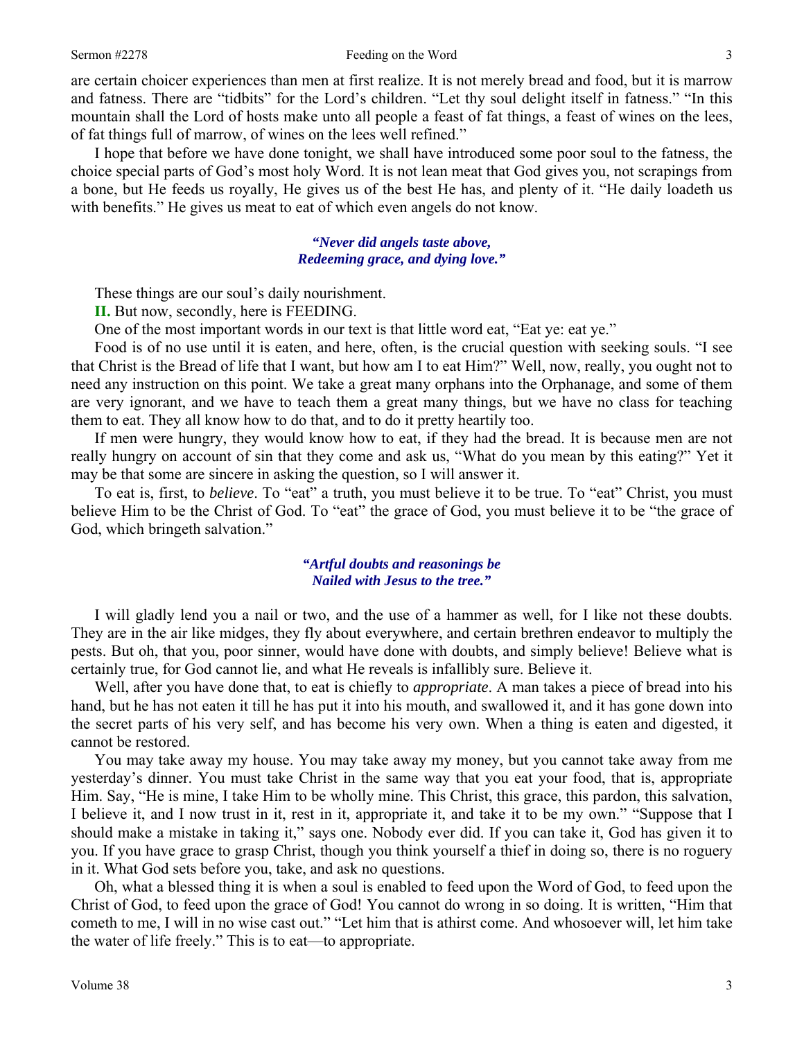are certain choicer experiences than men at first realize. It is not merely bread and food, but it is marrow and fatness. There are "tidbits" for the Lord's children. "Let thy soul delight itself in fatness." "In this mountain shall the Lord of hosts make unto all people a feast of fat things, a feast of wines on the lees, of fat things full of marrow, of wines on the lees well refined."

I hope that before we have done tonight, we shall have introduced some poor soul to the fatness, the choice special parts of God's most holy Word. It is not lean meat that God gives you, not scrapings from a bone, but He feeds us royally, He gives us of the best He has, and plenty of it. "He daily loadeth us with benefits." He gives us meat to eat of which even angels do not know.

> ***"Never did angels taste above,***
> ***Redeeming grace, and dying love."***

These things are our soul's daily nourishment.

**II.** But now, secondly, here is FEEDING.

One of the most important words in our text is that little word eat, "Eat ye: eat ye."

Food is of no use until it is eaten, and here, often, is the crucial question with seeking souls. "I see that Christ is the Bread of life that I want, but how am I to eat Him?" Well, now, really, you ought not to need any instruction on this point. We take a great many orphans into the Orphanage, and some of them are very ignorant, and we have to teach them a great many things, but we have no class for teaching them to eat. They all know how to do that, and to do it pretty heartily too.

If men were hungry, they would know how to eat, if they had the bread. It is because men are not really hungry on account of sin that they come and ask us, "What do you mean by this eating?" Yet it may be that some are sincere in asking the question, so I will answer it.

To eat is, first, to *believe*. To "eat" a truth, you must believe it to be true. To "eat" Christ, you must believe Him to be the Christ of God. To "eat" the grace of God, you must believe it to be "the grace of God, which bringeth salvation."

> ***"Artful doubts and reasonings be***
> ***Nailed with Jesus to the tree."***

I will gladly lend you a nail or two, and the use of a hammer as well, for I like not these doubts. They are in the air like midges, they fly about everywhere, and certain brethren endeavor to multiply the pests. But oh, that you, poor sinner, would have done with doubts, and simply believe! Believe what is certainly true, for God cannot lie, and what He reveals is infallibly sure. Believe it.

Well, after you have done that, to eat is chiefly to *appropriate*. A man takes a piece of bread into his hand, but he has not eaten it till he has put it into his mouth, and swallowed it, and it has gone down into the secret parts of his very self, and has become his very own. When a thing is eaten and digested, it cannot be restored.

You may take away my house. You may take away my money, but you cannot take away from me yesterday's dinner. You must take Christ in the same way that you eat your food, that is, appropriate Him. Say, "He is mine, I take Him to be wholly mine. This Christ, this grace, this pardon, this salvation, I believe it, and I now trust in it, rest in it, appropriate it, and take it to be my own." "Suppose that I should make a mistake in taking it," says one. Nobody ever did. If you can take it, God has given it to you. If you have grace to grasp Christ, though you think yourself a thief in doing so, there is no roguery in it. What God sets before you, take, and ask no questions.

Oh, what a blessed thing it is when a soul is enabled to feed upon the Word of God, to feed upon the Christ of God, to feed upon the grace of God! You cannot do wrong in so doing. It is written, "Him that cometh to me, I will in no wise cast out." "Let him that is athirst come. And whosoever will, let him take the water of life freely." This is to eat—to appropriate.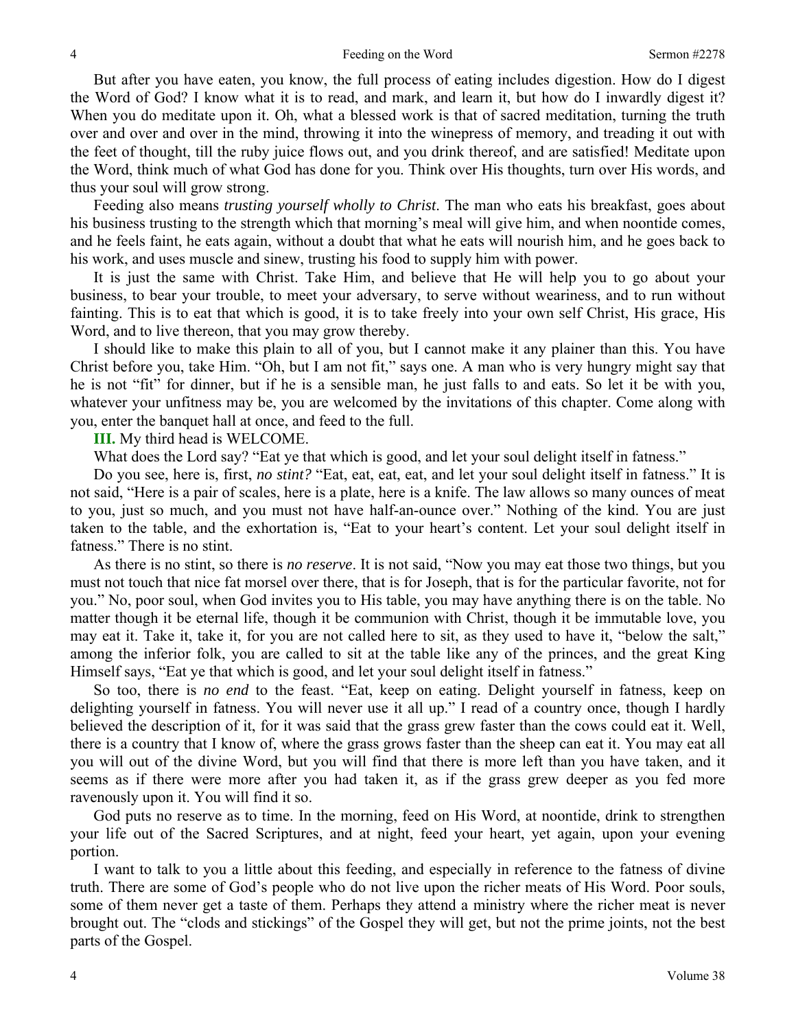But after you have eaten, you know, the full process of eating includes digestion. How do I digest the Word of God? I know what it is to read, and mark, and learn it, but how do I inwardly digest it? When you do meditate upon it. Oh, what a blessed work is that of sacred meditation, turning the truth over and over and over in the mind, throwing it into the winepress of memory, and treading it out with the feet of thought, till the ruby juice flows out, and you drink thereof, and are satisfied! Meditate upon the Word, think much of what God has done for you. Think over His thoughts, turn over His words, and thus your soul will grow strong.

Feeding also means *trusting yourself wholly to Christ*. The man who eats his breakfast, goes about his business trusting to the strength which that morning's meal will give him, and when noontide comes, and he feels faint, he eats again, without a doubt that what he eats will nourish him, and he goes back to his work, and uses muscle and sinew, trusting his food to supply him with power.

It is just the same with Christ. Take Him, and believe that He will help you to go about your business, to bear your trouble, to meet your adversary, to serve without weariness, and to run without fainting. This is to eat that which is good, it is to take freely into your own self Christ, His grace, His Word, and to live thereon, that you may grow thereby.

I should like to make this plain to all of you, but I cannot make it any plainer than this. You have Christ before you, take Him. "Oh, but I am not fit," says one. A man who is very hungry might say that he is not "fit" for dinner, but if he is a sensible man, he just falls to and eats. So let it be with you, whatever your unfitness may be, you are welcomed by the invitations of this chapter. Come along with you, enter the banquet hall at once, and feed to the full.

**III.** My third head is WELCOME.

What does the Lord say? "Eat ye that which is good, and let your soul delight itself in fatness."

Do you see, here is, first, *no stint?* "Eat, eat, eat, eat, and let your soul delight itself in fatness." It is not said, "Here is a pair of scales, here is a plate, here is a knife. The law allows so many ounces of meat to you, just so much, and you must not have half-an-ounce over." Nothing of the kind. You are just taken to the table, and the exhortation is, "Eat to your heart's content. Let your soul delight itself in fatness." There is no stint.

As there is no stint, so there is *no reserve*. It is not said, "Now you may eat those two things, but you must not touch that nice fat morsel over there, that is for Joseph, that is for the particular favorite, not for you." No, poor soul, when God invites you to His table, you may have anything there is on the table. No matter though it be eternal life, though it be communion with Christ, though it be immutable love, you may eat it. Take it, take it, for you are not called here to sit, as they used to have it, "below the salt," among the inferior folk, you are called to sit at the table like any of the princes, and the great King Himself says, "Eat ye that which is good, and let your soul delight itself in fatness."

So too, there is *no end* to the feast. "Eat, keep on eating. Delight yourself in fatness, keep on delighting yourself in fatness. You will never use it all up." I read of a country once, though I hardly believed the description of it, for it was said that the grass grew faster than the cows could eat it. Well, there is a country that I know of, where the grass grows faster than the sheep can eat it. You may eat all you will out of the divine Word, but you will find that there is more left than you have taken, and it seems as if there were more after you had taken it, as if the grass grew deeper as you fed more ravenously upon it. You will find it so.

God puts no reserve as to time. In the morning, feed on His Word, at noontide, drink to strengthen your life out of the Sacred Scriptures, and at night, feed your heart, yet again, upon your evening portion.

I want to talk to you a little about this feeding, and especially in reference to the fatness of divine truth. There are some of God's people who do not live upon the richer meats of His Word. Poor souls, some of them never get a taste of them. Perhaps they attend a ministry where the richer meat is never brought out. The "clods and stickings" of the Gospel they will get, but not the prime joints, not the best parts of the Gospel.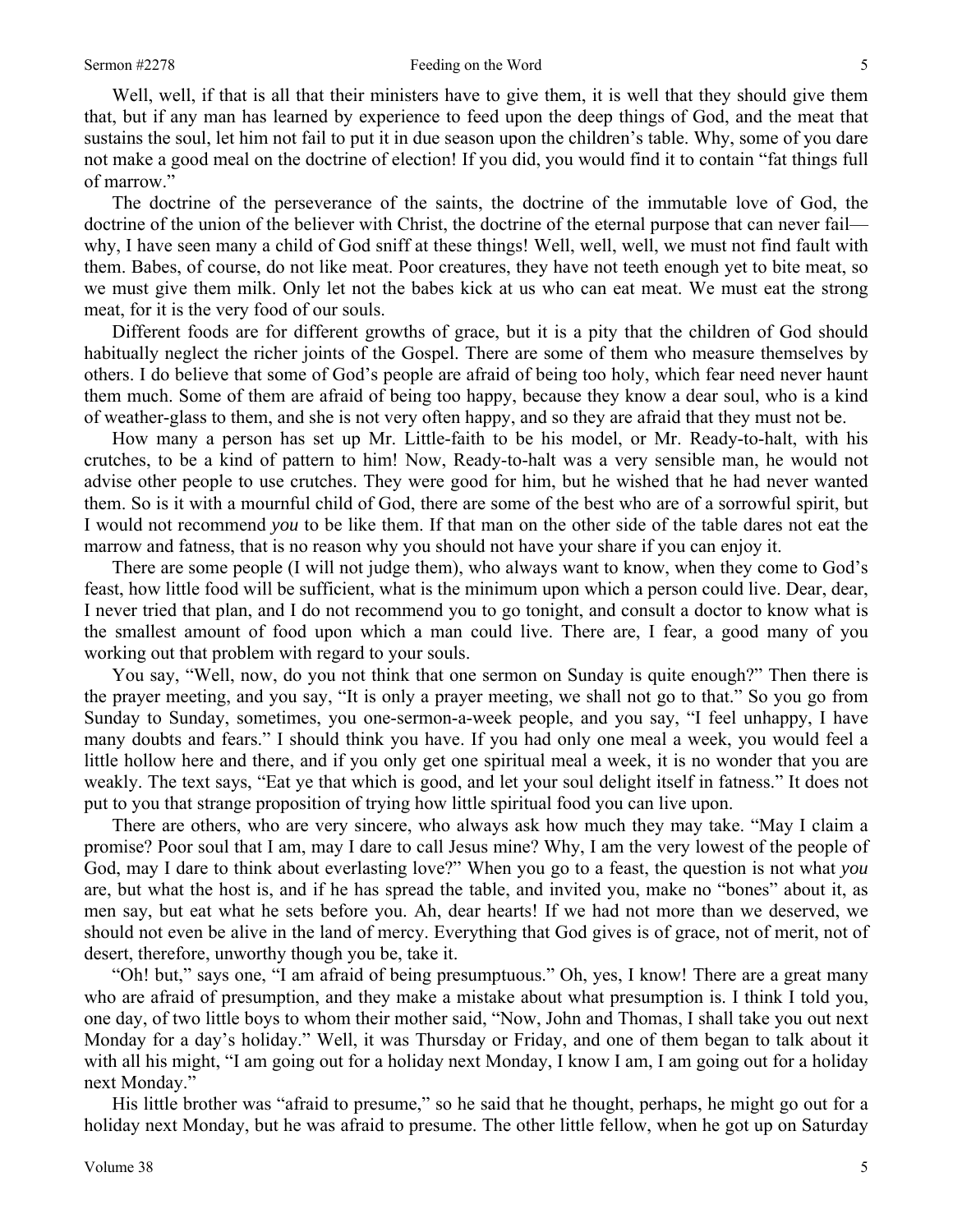Well, well, if that is all that their ministers have to give them, it is well that they should give them that, but if any man has learned by experience to feed upon the deep things of God, and the meat that sustains the soul, let him not fail to put it in due season upon the children's table. Why, some of you dare not make a good meal on the doctrine of election! If you did, you would find it to contain "fat things full of marrow."

The doctrine of the perseverance of the saints, the doctrine of the immutable love of God, the doctrine of the union of the believer with Christ, the doctrine of the eternal purpose that can never fail—why, I have seen many a child of God sniff at these things! Well, well, well, we must not find fault with them. Babes, of course, do not like meat. Poor creatures, they have not teeth enough yet to bite meat, so we must give them milk. Only let not the babes kick at us who can eat meat. We must eat the strong meat, for it is the very food of our souls.

Different foods are for different growths of grace, but it is a pity that the children of God should habitually neglect the richer joints of the Gospel. There are some of them who measure themselves by others. I do believe that some of God's people are afraid of being too holy, which fear need never haunt them much. Some of them are afraid of being too happy, because they know a dear soul, who is a kind of weather-glass to them, and she is not very often happy, and so they are afraid that they must not be.

How many a person has set up Mr. Little-faith to be his model, or Mr. Ready-to-halt, with his crutches, to be a kind of pattern to him! Now, Ready-to-halt was a very sensible man, he would not advise other people to use crutches. They were good for him, but he wished that he had never wanted them. So is it with a mournful child of God, there are some of the best who are of a sorrowful spirit, but I would not recommend *you* to be like them. If that man on the other side of the table dares not eat the marrow and fatness, that is no reason why you should not have your share if you can enjoy it.

There are some people (I will not judge them), who always want to know, when they come to God's feast, how little food will be sufficient, what is the minimum upon which a person could live. Dear, dear, I never tried that plan, and I do not recommend you to go tonight, and consult a doctor to know what is the smallest amount of food upon which a man could live. There are, I fear, a good many of you working out that problem with regard to your souls.

You say, "Well, now, do you not think that one sermon on Sunday is quite enough?" Then there is the prayer meeting, and you say, "It is only a prayer meeting, we shall not go to that." So you go from Sunday to Sunday, sometimes, you one-sermon-a-week people, and you say, "I feel unhappy, I have many doubts and fears." I should think you have. If you had only one meal a week, you would feel a little hollow here and there, and if you only get one spiritual meal a week, it is no wonder that you are weakly. The text says, "Eat ye that which is good, and let your soul delight itself in fatness." It does not put to you that strange proposition of trying how little spiritual food you can live upon.

There are others, who are very sincere, who always ask how much they may take. "May I claim a promise? Poor soul that I am, may I dare to call Jesus mine? Why, I am the very lowest of the people of God, may I dare to think about everlasting love?" When you go to a feast, the question is not what *you* are, but what the host is, and if he has spread the table, and invited you, make no "bones" about it, as men say, but eat what he sets before you. Ah, dear hearts! If we had not more than we deserved, we should not even be alive in the land of mercy. Everything that God gives is of grace, not of merit, not of desert, therefore, unworthy though you be, take it.

"Oh! but," says one, "I am afraid of being presumptuous." Oh, yes, I know! There are a great many who are afraid of presumption, and they make a mistake about what presumption is. I think I told you, one day, of two little boys to whom their mother said, "Now, John and Thomas, I shall take you out next Monday for a day's holiday." Well, it was Thursday or Friday, and one of them began to talk about it with all his might, "I am going out for a holiday next Monday, I know I am, I am going out for a holiday next Monday."

His little brother was "afraid to presume," so he said that he thought, perhaps, he might go out for a holiday next Monday, but he was afraid to presume. The other little fellow, when he got up on Saturday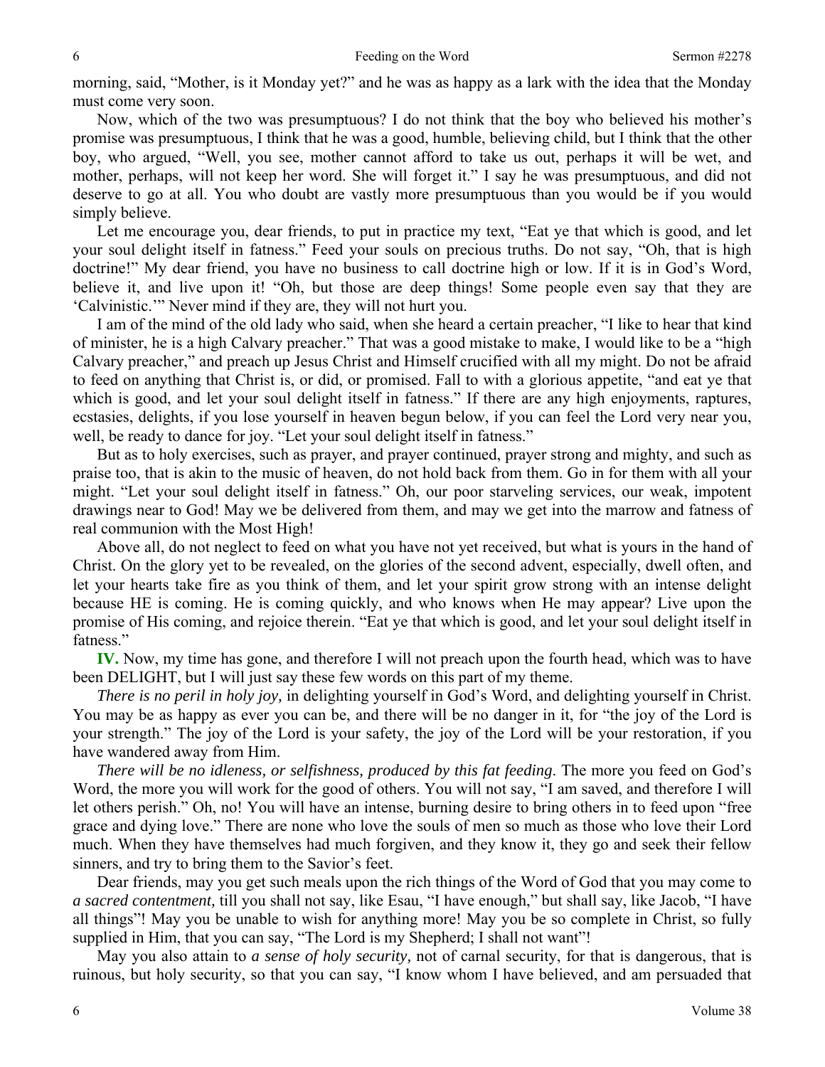morning, said, "Mother, is it Monday yet?" and he was as happy as a lark with the idea that the Monday must come very soon.

Now, which of the two was presumptuous? I do not think that the boy who believed his mother's promise was presumptuous, I think that he was a good, humble, believing child, but I think that the other boy, who argued, "Well, you see, mother cannot afford to take us out, perhaps it will be wet, and mother, perhaps, will not keep her word. She will forget it." I say he was presumptuous, and did not deserve to go at all. You who doubt are vastly more presumptuous than you would be if you would simply believe.

Let me encourage you, dear friends, to put in practice my text, "Eat ye that which is good, and let your soul delight itself in fatness." Feed your souls on precious truths. Do not say, "Oh, that is high doctrine!" My dear friend, you have no business to call doctrine high or low. If it is in God's Word, believe it, and live upon it! "Oh, but those are deep things! Some people even say that they are 'Calvinistic.'" Never mind if they are, they will not hurt you.

I am of the mind of the old lady who said, when she heard a certain preacher, "I like to hear that kind of minister, he is a high Calvary preacher." That was a good mistake to make, I would like to be a "high Calvary preacher," and preach up Jesus Christ and Himself crucified with all my might. Do not be afraid to feed on anything that Christ is, or did, or promised. Fall to with a glorious appetite, "and eat ye that which is good, and let your soul delight itself in fatness." If there are any high enjoyments, raptures, ecstasies, delights, if you lose yourself in heaven begun below, if you can feel the Lord very near you, well, be ready to dance for joy. "Let your soul delight itself in fatness."

But as to holy exercises, such as prayer, and prayer continued, prayer strong and mighty, and such as praise too, that is akin to the music of heaven, do not hold back from them. Go in for them with all your might. "Let your soul delight itself in fatness." Oh, our poor starveling services, our weak, impotent drawings near to God! May we be delivered from them, and may we get into the marrow and fatness of real communion with the Most High!

Above all, do not neglect to feed on what you have not yet received, but what is yours in the hand of Christ. On the glory yet to be revealed, on the glories of the second advent, especially, dwell often, and let your hearts take fire as you think of them, and let your spirit grow strong with an intense delight because HE is coming. He is coming quickly, and who knows when He may appear? Live upon the promise of His coming, and rejoice therein. "Eat ye that which is good, and let your soul delight itself in fatness."

**IV.** Now, my time has gone, and therefore I will not preach upon the fourth head, which was to have been DELIGHT, but I will just say these few words on this part of my theme.

*There is no peril in holy joy,* in delighting yourself in God's Word, and delighting yourself in Christ. You may be as happy as ever you can be, and there will be no danger in it, for "the joy of the Lord is your strength." The joy of the Lord is your safety, the joy of the Lord will be your restoration, if you have wandered away from Him.

*There will be no idleness, or selfishness, produced by this fat feeding*. The more you feed on God's Word, the more you will work for the good of others. You will not say, "I am saved, and therefore I will let others perish." Oh, no! You will have an intense, burning desire to bring others in to feed upon "free grace and dying love." There are none who love the souls of men so much as those who love their Lord much. When they have themselves had much forgiven, and they know it, they go and seek their fellow sinners, and try to bring them to the Savior's feet.

Dear friends, may you get such meals upon the rich things of the Word of God that you may come to *a sacred contentment,* till you shall not say, like Esau, "I have enough," but shall say, like Jacob, "I have all things"! May you be unable to wish for anything more! May you be so complete in Christ, so fully supplied in Him, that you can say, "The Lord is my Shepherd; I shall not want"!

May you also attain to *a sense of holy security,* not of carnal security, for that is dangerous, that is ruinous, but holy security, so that you can say, "I know whom I have believed, and am persuaded that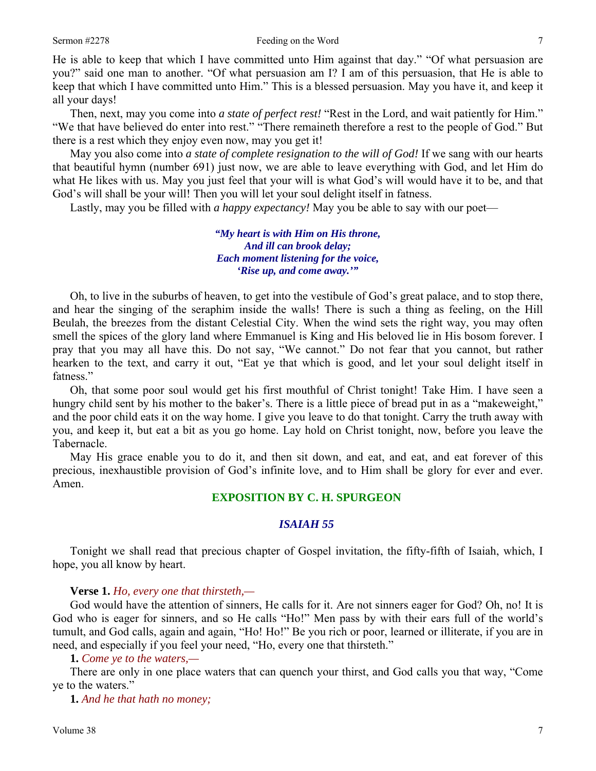He is able to keep that which I have committed unto Him against that day." "Of what persuasion are you?" said one man to another. "Of what persuasion am I? I am of this persuasion, that He is able to keep that which I have committed unto Him." This is a blessed persuasion. May you have it, and keep it all your days!

Then, next, may you come into *a state of perfect rest!* "Rest in the Lord, and wait patiently for Him." "We that have believed do enter into rest." "There remaineth therefore a rest to the people of God." But there is a rest which they enjoy even now, may you get it!

May you also come into *a state of complete resignation to the will of God!* If we sang with our hearts that beautiful hymn (number 691) just now, we are able to leave everything with God, and let Him do what He likes with us. May you just feel that your will is what God's will would have it to be, and that God's will shall be your will! Then you will let your soul delight itself in fatness.

Lastly, may you be filled with *a happy expectancy!* May you be able to say with our poet—

> ***"My heart is with Him on His throne,***
> ***And ill can brook delay;***
> ***Each moment listening for the voice,***
> ***'Rise up, and come away.'"***

Oh, to live in the suburbs of heaven, to get into the vestibule of God's great palace, and to stop there, and hear the singing of the seraphim inside the walls! There is such a thing as feeling, on the Hill Beulah, the breezes from the distant Celestial City. When the wind sets the right way, you may often smell the spices of the glory land where Emmanuel is King and His beloved lie in His bosom forever. I pray that you may all have this. Do not say, "We cannot." Do not fear that you cannot, but rather hearken to the text, and carry it out, "Eat ye that which is good, and let your soul delight itself in fatness."

Oh, that some poor soul would get his first mouthful of Christ tonight! Take Him. I have seen a hungry child sent by his mother to the baker's. There is a little piece of bread put in as a "makeweight," and the poor child eats it on the way home. I give you leave to do that tonight. Carry the truth away with you, and keep it, but eat a bit as you go home. Lay hold on Christ tonight, now, before you leave the Tabernacle.

May His grace enable you to do it, and then sit down, and eat, and eat, and eat forever of this precious, inexhaustible provision of God's infinite love, and to Him shall be glory for ever and ever. Amen.

## EXPOSITION BY C. H. SPURGEON

### *ISAIAH 55*

Tonight we shall read that precious chapter of Gospel invitation, the fifty-fifth of Isaiah, which, I hope, you all know by heart.

**Verse 1.** *Ho, every one that thirsteth,—*

God would have the attention of sinners, He calls for it. Are not sinners eager for God? Oh, no! It is God who is eager for sinners, and so He calls "Ho!" Men pass by with their ears full of the world's tumult, and God calls, again and again, "Ho! Ho!" Be you rich or poor, learned or illiterate, if you are in need, and especially if you feel your need, "Ho, every one that thirsteth."

**1.** *Come ye to the waters,—*

There are only in one place waters that can quench your thirst, and God calls you that way, "Come ye to the waters."

**1.** *And he that hath no money;*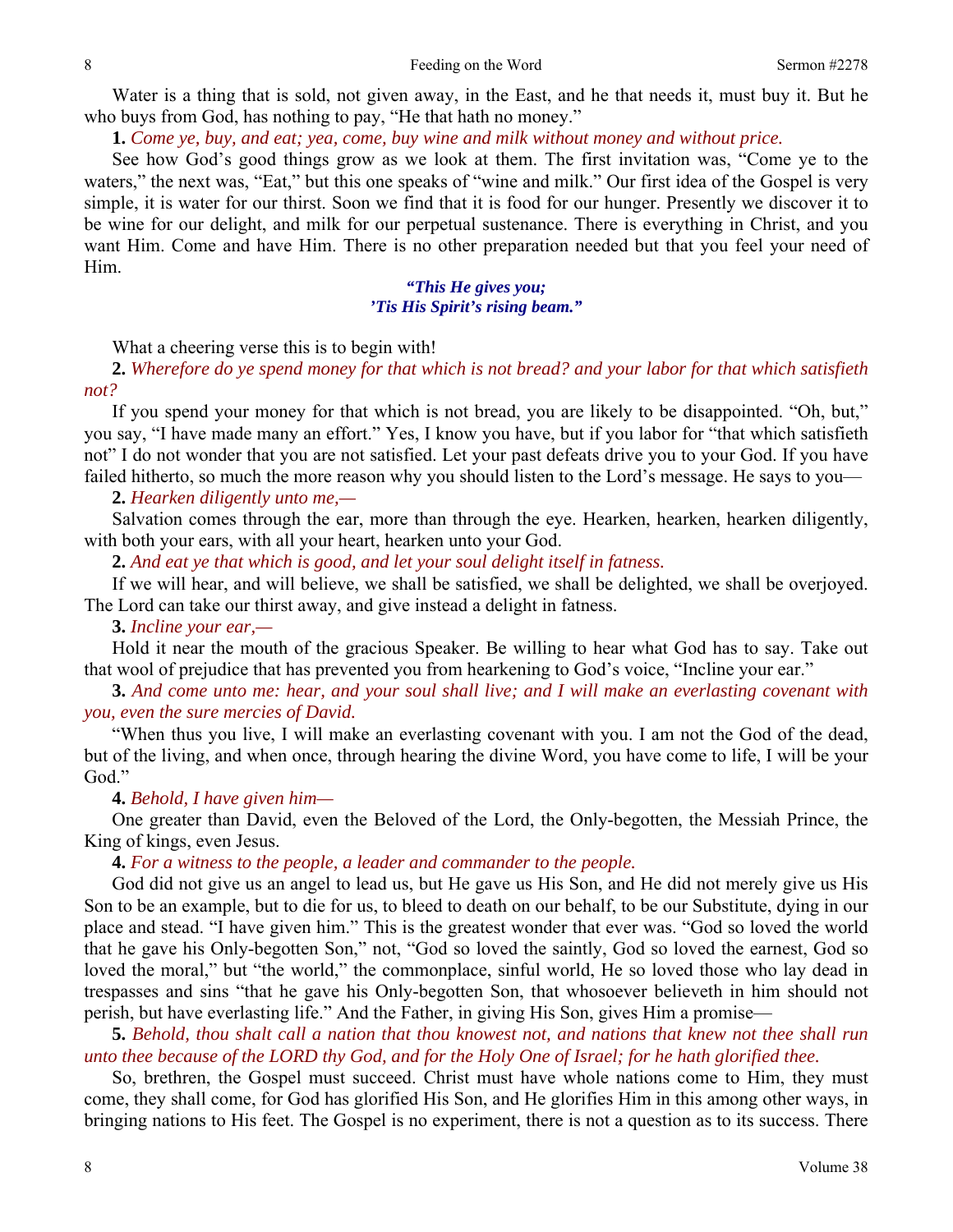Water is a thing that is sold, not given away, in the East, and he that needs it, must buy it. But he who buys from God, has nothing to pay, "He that hath no money."

**1.** *Come ye, buy, and eat; yea, come, buy wine and milk without money and without price.*

See how God's good things grow as we look at them. The first invitation was, "Come ye to the waters," the next was, "Eat," but this one speaks of "wine and milk." Our first idea of the Gospel is very simple, it is water for our thirst. Soon we find that it is food for our hunger. Presently we discover it to be wine for our delight, and milk for our perpetual sustenance. There is everything in Christ, and you want Him. Come and have Him. There is no other preparation needed but that you feel your need of Him.

> ***"This He gives you;***
> ***'Tis His Spirit's rising beam."***

What a cheering verse this is to begin with!

**2.** *Wherefore do ye spend money for that which is not bread? and your labor for that which satisfieth not?*

If you spend your money for that which is not bread, you are likely to be disappointed. "Oh, but," you say, "I have made many an effort." Yes, I know you have, but if you labor for "that which satisfieth not" I do not wonder that you are not satisfied. Let your past defeats drive you to your God. If you have failed hitherto, so much the more reason why you should listen to the Lord's message. He says to you—

**2.** *Hearken diligently unto me,—*

Salvation comes through the ear, more than through the eye. Hearken, hearken, hearken diligently, with both your ears, with all your heart, hearken unto your God.

**2.** *And eat ye that which is good, and let your soul delight itself in fatness.*

If we will hear, and will believe, we shall be satisfied, we shall be delighted, we shall be overjoyed. The Lord can take our thirst away, and give instead a delight in fatness.

**3.** *Incline your ear,—*

Hold it near the mouth of the gracious Speaker. Be willing to hear what God has to say. Take out that wool of prejudice that has prevented you from hearkening to God's voice, "Incline your ear."

**3.** *And come unto me: hear, and your soul shall live; and I will make an everlasting covenant with you, even the sure mercies of David.*

"When thus you live, I will make an everlasting covenant with you. I am not the God of the dead, but of the living, and when once, through hearing the divine Word, you have come to life, I will be your God."

**4.** *Behold, I have given him—*

One greater than David, even the Beloved of the Lord, the Only-begotten, the Messiah Prince, the King of kings, even Jesus.

**4.** *For a witness to the people, a leader and commander to the people.*

God did not give us an angel to lead us, but He gave us His Son, and He did not merely give us His Son to be an example, but to die for us, to bleed to death on our behalf, to be our Substitute, dying in our place and stead. "I have given him." This is the greatest wonder that ever was. "God so loved the world that he gave his Only-begotten Son," not, "God so loved the saintly, God so loved the earnest, God so loved the moral," but "the world," the commonplace, sinful world, He so loved those who lay dead in trespasses and sins "that he gave his Only-begotten Son, that whosoever believeth in him should not perish, but have everlasting life." And the Father, in giving His Son, gives Him a promise—

**5.** *Behold, thou shalt call a nation that thou knowest not, and nations that knew not thee shall run unto thee because of the LORD thy God, and for the Holy One of Israel; for he hath glorified thee.*

So, brethren, the Gospel must succeed. Christ must have whole nations come to Him, they must come, they shall come, for God has glorified His Son, and He glorifies Him in this among other ways, in bringing nations to His feet. The Gospel is no experiment, there is not a question as to its success. There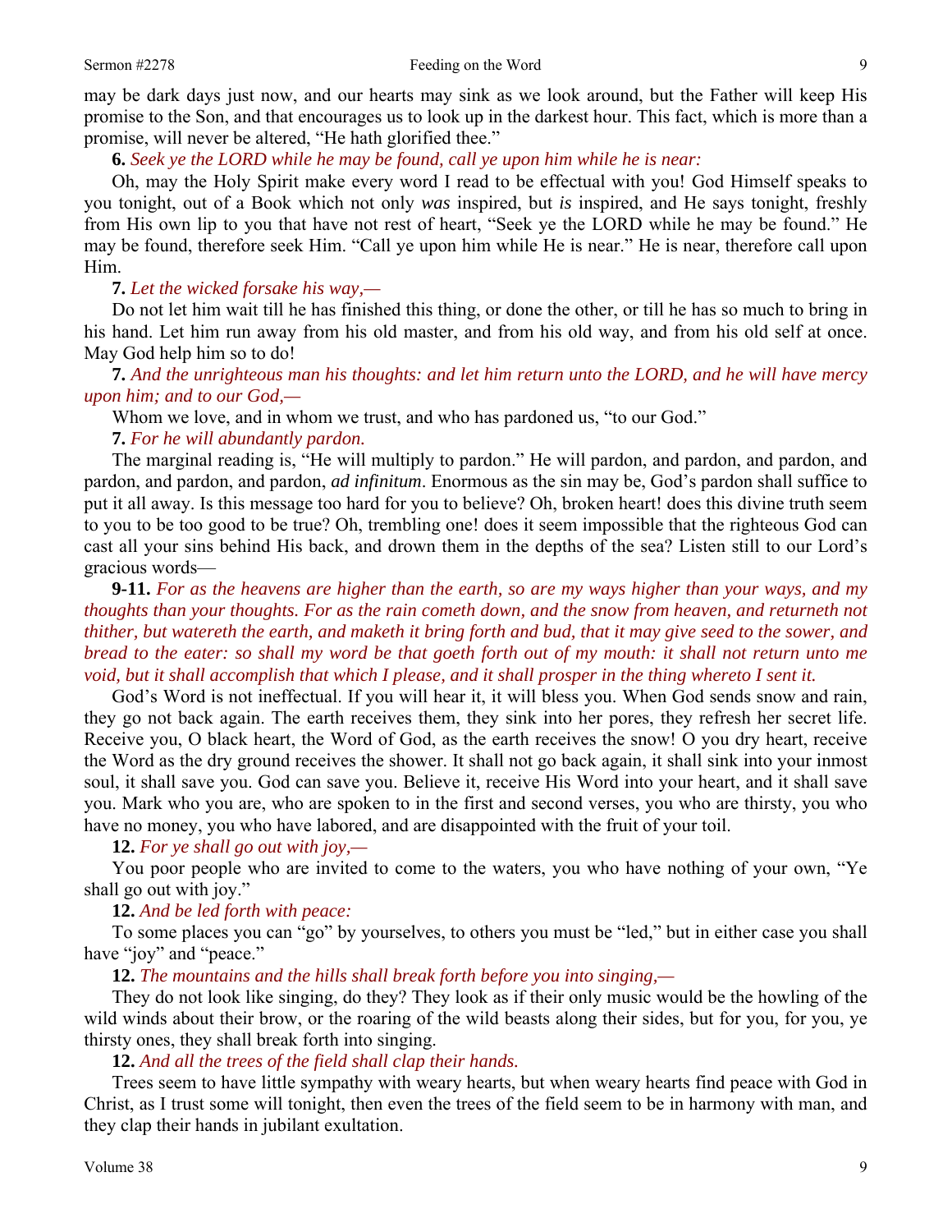may be dark days just now, and our hearts may sink as we look around, but the Father will keep His promise to the Son, and that encourages us to look up in the darkest hour. This fact, which is more than a promise, will never be altered, "He hath glorified thee."

**6.** *Seek ye the LORD while he may be found, call ye upon him while he is near:*

Oh, may the Holy Spirit make every word I read to be effectual with you! God Himself speaks to you tonight, out of a Book which not only *was* inspired, but *is* inspired, and He says tonight, freshly from His own lip to you that have not rest of heart, "Seek ye the LORD while he may be found." He may be found, therefore seek Him. "Call ye upon him while He is near." He is near, therefore call upon Him.

**7.** *Let the wicked forsake his way,—*

Do not let him wait till he has finished this thing, or done the other, or till he has so much to bring in his hand. Let him run away from his old master, and from his old way, and from his old self at once. May God help him so to do!

**7.** *And the unrighteous man his thoughts: and let him return unto the LORD, and he will have mercy upon him; and to our God,—*

Whom we love, and in whom we trust, and who has pardoned us, "to our God."

**7.** *For he will abundantly pardon.*

The marginal reading is, "He will multiply to pardon." He will pardon, and pardon, and pardon, and pardon, and pardon, and pardon, *ad infinitum*. Enormous as the sin may be, God's pardon shall suffice to put it all away. Is this message too hard for you to believe? Oh, broken heart! does this divine truth seem to you to be too good to be true? Oh, trembling one! does it seem impossible that the righteous God can cast all your sins behind His back, and drown them in the depths of the sea? Listen still to our Lord's gracious words—

**9-11.** *For as the heavens are higher than the earth, so are my ways higher than your ways, and my thoughts than your thoughts. For as the rain cometh down, and the snow from heaven, and returneth not thither, but watereth the earth, and maketh it bring forth and bud, that it may give seed to the sower, and bread to the eater: so shall my word be that goeth forth out of my mouth: it shall not return unto me void, but it shall accomplish that which I please, and it shall prosper in the thing whereto I sent it.*

God's Word is not ineffectual. If you will hear it, it will bless you. When God sends snow and rain, they go not back again. The earth receives them, they sink into her pores, they refresh her secret life. Receive you, O black heart, the Word of God, as the earth receives the snow! O you dry heart, receive the Word as the dry ground receives the shower. It shall not go back again, it shall sink into your inmost soul, it shall save you. God can save you. Believe it, receive His Word into your heart, and it shall save you. Mark who you are, who are spoken to in the first and second verses, you who are thirsty, you who have no money, you who have labored, and are disappointed with the fruit of your toil.

**12.** *For ye shall go out with joy,—*

You poor people who are invited to come to the waters, you who have nothing of your own, "Ye shall go out with joy."

**12.** *And be led forth with peace:*

To some places you can "go" by yourselves, to others you must be "led," but in either case you shall have "joy" and "peace."

**12.** *The mountains and the hills shall break forth before you into singing,—*

They do not look like singing, do they? They look as if their only music would be the howling of the wild winds about their brow, or the roaring of the wild beasts along their sides, but for you, for you, ye thirsty ones, they shall break forth into singing.

**12.** *And all the trees of the field shall clap their hands.*

Trees seem to have little sympathy with weary hearts, but when weary hearts find peace with God in Christ, as I trust some will tonight, then even the trees of the field seem to be in harmony with man, and they clap their hands in jubilant exultation.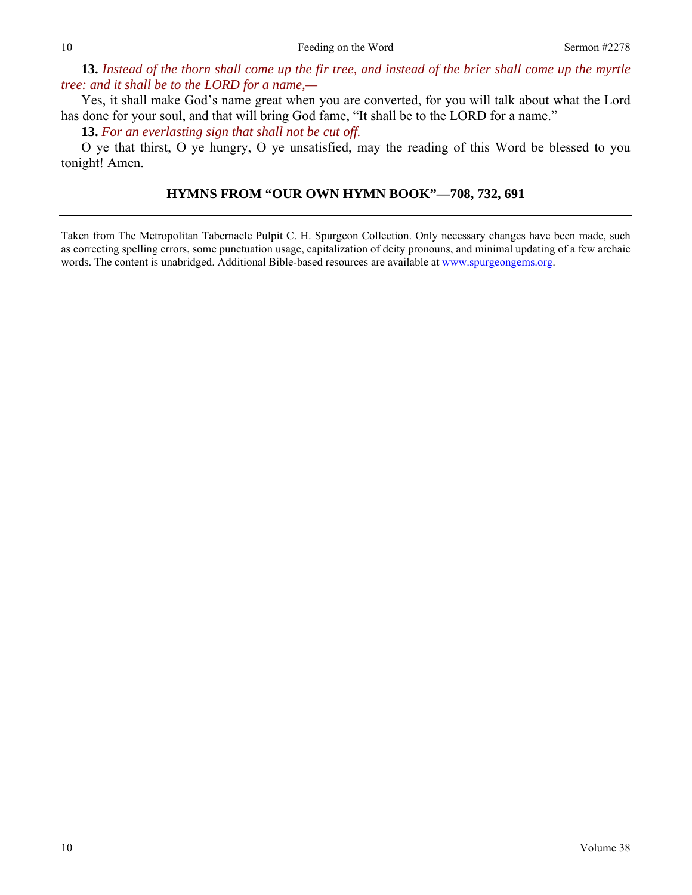**13.** *Instead of the thorn shall come up the fir tree, and instead of the brier shall come up the myrtle tree: and it shall be to the LORD for a name,—*

Yes, it shall make God's name great when you are converted, for you will talk about what the Lord has done for your soul, and that will bring God fame, "It shall be to the LORD for a name."

**13.** *For an everlasting sign that shall not be cut off.*

O ye that thirst, O ye hungry, O ye unsatisfied, may the reading of this Word be blessed to you tonight! Amen.

**HYMNS FROM "OUR OWN HYMN BOOK"—708, 732, 691**

---

Taken from The Metropolitan Tabernacle Pulpit C. H. Spurgeon Collection. Only necessary changes have been made, such as correcting spelling errors, some punctuation usage, capitalization of deity pronouns, and minimal updating of a few archaic words. The content is unabridged. Additional Bible-based resources are available at www.spurgeongems.org.